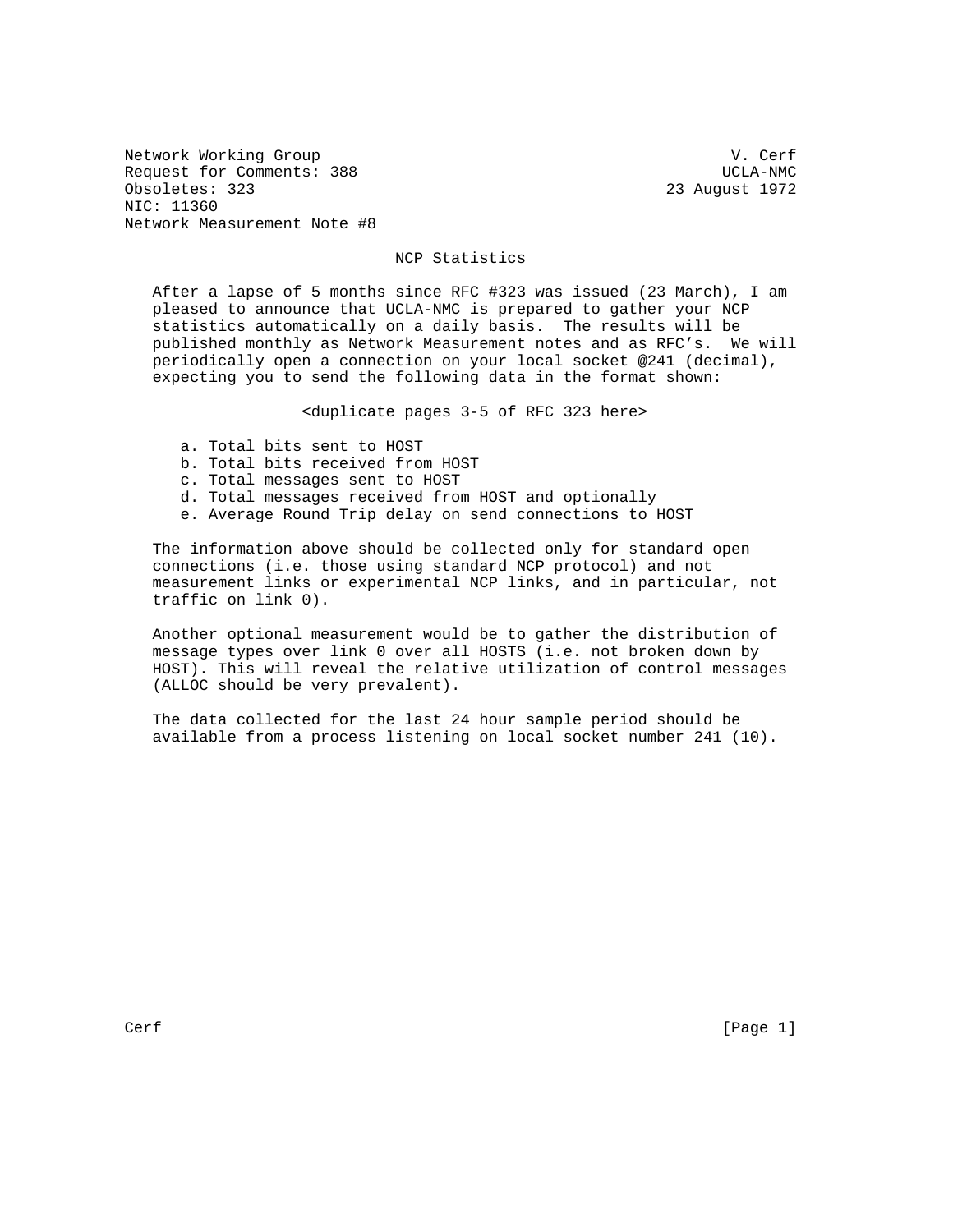Network Working Group                                          V. Cerf
Request for Comments: 388                                     UCLA-NMC
Obsoletes: 323                                          23 August 1972
NIC: 11360
Network Measurement Note #8

# NCP Statistics

After a lapse of 5 months since RFC #323 was issued (23 March), I am pleased to announce that UCLA-NMC is prepared to gather your NCP statistics automatically on a daily basis. The results will be published monthly as Network Measurement notes and as RFC's. We will periodically open a connection on your local socket @241 (decimal), expecting you to send the following data in the format shown:

<duplicate pages 3-5 of RFC 323 here>

a. Total bits sent to HOST
b. Total bits received from HOST
c. Total messages sent to HOST
d. Total messages received from HOST and optionally
e. Average Round Trip delay on send connections to HOST

The information above should be collected only for standard open connections (i.e. those using standard NCP protocol) and not measurement links or experimental NCP links, and in particular, not traffic on link 0).

Another optional measurement would be to gather the distribution of message types over link 0 over all HOSTS (i.e. not broken down by HOST). This will reveal the relative utilization of control messages (ALLOC should be very prevalent).

The data collected for the last 24 hour sample period should be available from a process listening on local socket number 241 (10).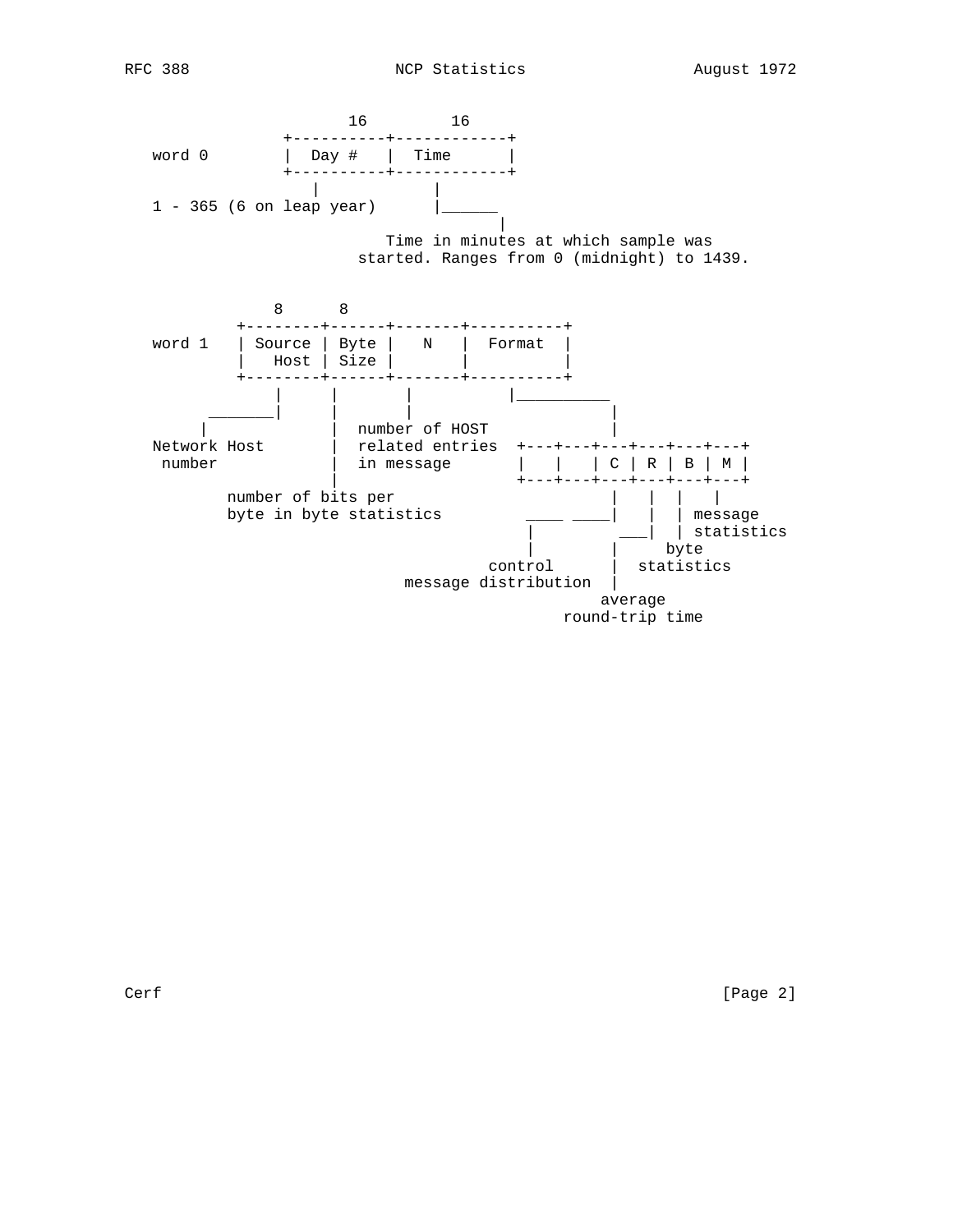```
                     16         16
              +----------+------------+
word 0        |  Day #   |  Time      |
              +----------+------------+
                 |           |
1 - 365 (6 on leap year)     |______
                                    |
                    Time in minutes at which sample was
                 started. Ranges from 0 (midnight) to 1439.


             8      8
         +--------+------+-------+----------+
word 1   | Source | Byte |   N   |  Format  |
         |   Host | Size |       |          |
         +--------+------+-------+----------+
             |     |       |          |__________
      _______|     |       |                     |
     |             |  number of HOST             |
Network Host       |  related entries  +---+---+---+---+---+---+
 number            |  in message       |   |   | C | R | B | M |
                   |                   +---+---+---+---+---+---+
        number of bits per                       |   |   |   |
        byte in byte statistics         ____ ____|   |   | message
                                         |        ___|   | statistics
                                         |       |     byte
                                    control      |  statistics
                           message distribution  |
                                                average
                                            round-trip time
```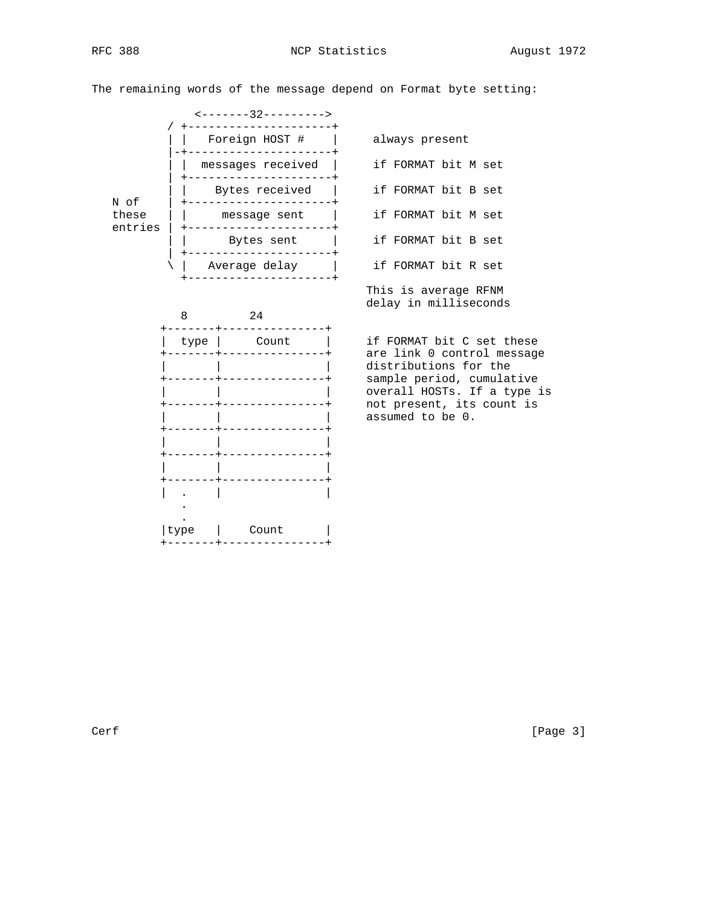The remaining words of the message depend on Format byte setting:

```
             <-------32--------->
          / +---------------------+
          | |    Foreign HOST #   |      always present
          |-+---------------------+
          | |  messages received  |      if FORMAT bit M set
          | +---------------------+
          | |    Bytes received   |      if FORMAT bit B set
   N of   | +---------------------+
   these  | |     message sent    |      if FORMAT bit M set
   entries| +---------------------+
          | |      Bytes sent     |      if FORMAT bit B set
          | +---------------------+
          \ |   Average delay     |      if FORMAT bit R set
            +---------------------+
                                        This is average RFNM
                                        delay in milliseconds
            8         24
         +--------+---------------+
         |  type  |     Count     |     if FORMAT bit C set these
         +--------+---------------+     are link 0 control message
         |        |               |     distributions for the
         +--------+---------------+     sample period, cumulative
         |        |               |     overall HOSTs. If a type is
         +--------+---------------+     not present, its count is
         |        |               |     assumed to be 0.
         +--------+---------------+
         |        |               |
         +--------+---------------+
         |        |               |
         +--------+---------------+
         |   .    |               |
             .
             .
         |type    |    Count      |
         +--------+---------------+
```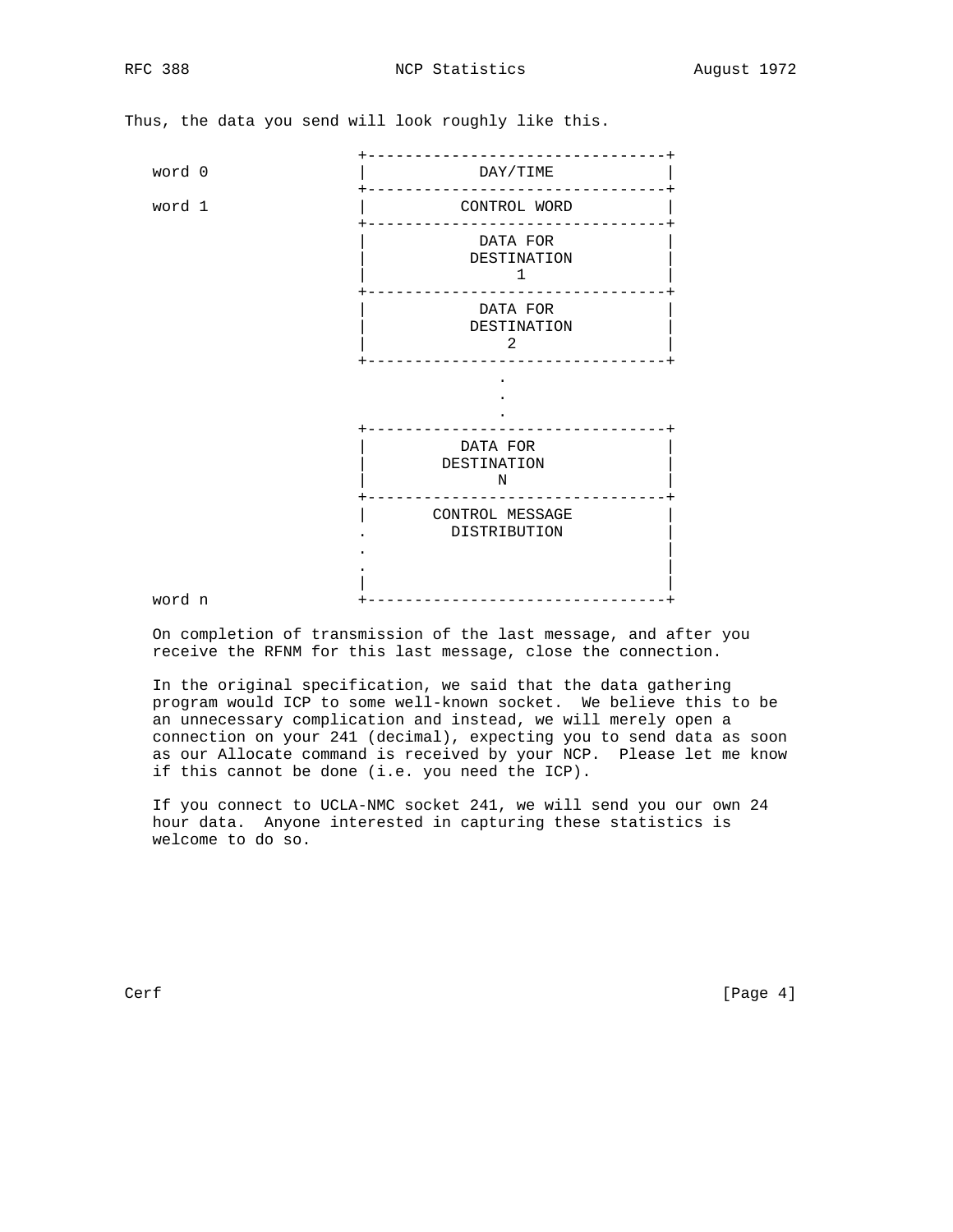Thus, the data you send will look roughly like this.

```
                           +--------------------------------+
   word 0                  |            DAY/TIME            |
                           +--------------------------------+
   word 1                  |          CONTROL WORD          |
                           +--------------------------------+
                           |            DATA FOR            |
                           |           DESTINATION          |
                           |               1                |
                           +--------------------------------+
                           |            DATA FOR            |
                           |           DESTINATION          |
                           |               2                |
                           +--------------------------------+
                                         .
                                         .
                                         .
                           +--------------------------------+
                           |          DATA FOR              |
                           |         DESTINATION            |
                           |              N                 |
                           +--------------------------------+
                           |        CONTROL MESSAGE         |
                           .          DISTRIBUTION          |
                           .                                |
                           .                                |
                           |                                |
   word n                  +--------------------------------+
```

On completion of transmission of the last message, and after you receive the RFNM for this last message, close the connection.

In the original specification, we said that the data gathering program would ICP to some well-known socket. We believe this to be an unnecessary complication and instead, we will merely open a connection on your 241 (decimal), expecting you to send data as soon as our Allocate command is received by your NCP. Please let me know if this cannot be done (i.e. you need the ICP).

If you connect to UCLA-NMC socket 241, we will send you our own 24 hour data. Anyone interested in capturing these statistics is welcome to do so.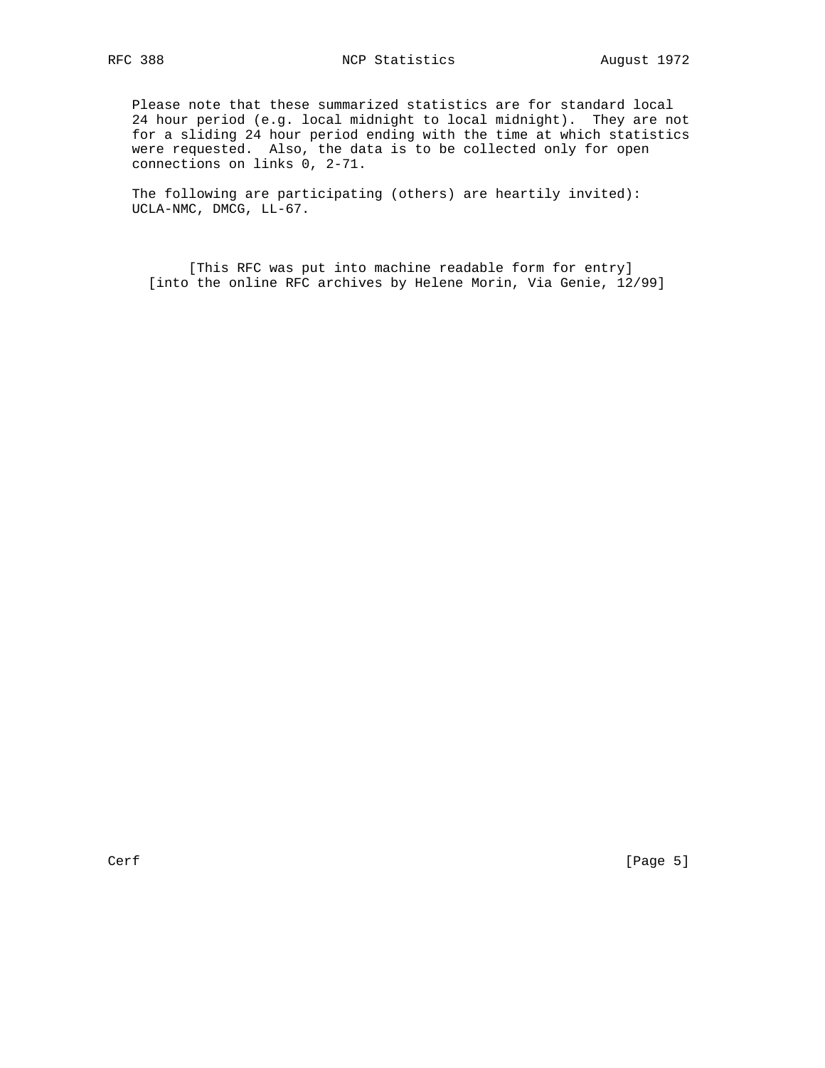Please note that these summarized statistics are for standard local 24 hour period (e.g. local midnight to local midnight). They are not for a sliding 24 hour period ending with the time at which statistics were requested. Also, the data is to be collected only for open connections on links 0, 2-71.

The following are participating (others) are heartily invited): UCLA-NMC, DMCG, LL-67.

[This RFC was put into machine readable form for entry]
[into the online RFC archives by Helene Morin, Via Genie, 12/99]